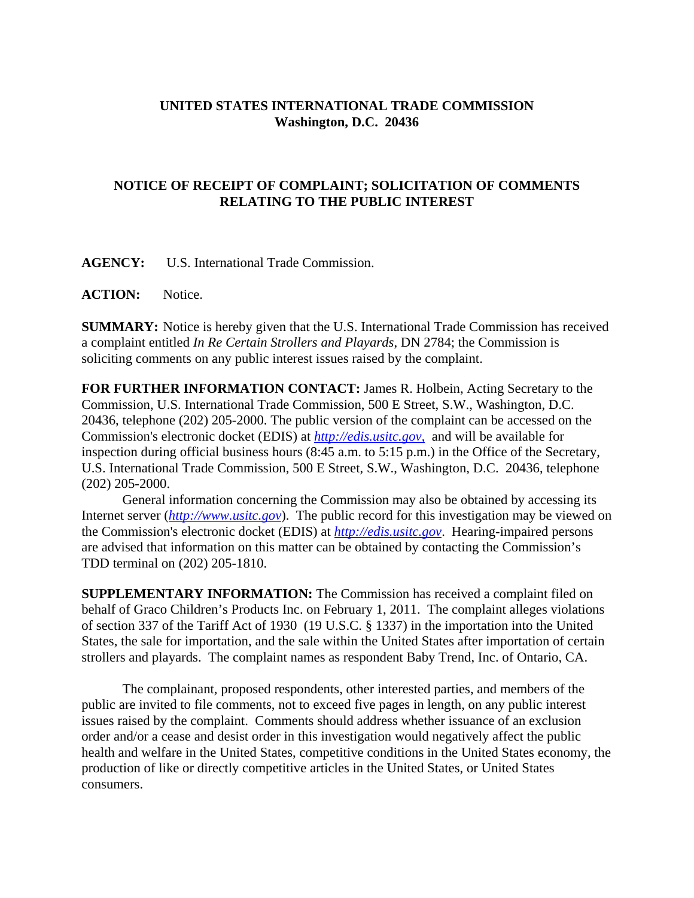**UNITED STATES INTERNATIONAL TRADE COMMISSION**
**Washington, D.C. 20436**

## NOTICE OF RECEIPT OF COMPLAINT; SOLICITATION OF COMMENTS RELATING TO THE PUBLIC INTEREST

**AGENCY:** U.S. International Trade Commission.

**ACTION:** Notice.

**SUMMARY:** Notice is hereby given that the U.S. International Trade Commission has received a complaint entitled *In Re Certain Strollers and Playards*, DN 2784; the Commission is soliciting comments on any public interest issues raised by the complaint.

**FOR FURTHER INFORMATION CONTACT:** James R. Holbein, Acting Secretary to the Commission, U.S. International Trade Commission, 500 E Street, S.W., Washington, D.C. 20436, telephone (202) 205-2000. The public version of the complaint can be accessed on the Commission's electronic docket (EDIS) at *http://edis.usitc.gov*, and will be available for inspection during official business hours (8:45 a.m. to 5:15 p.m.) in the Office of the Secretary, U.S. International Trade Commission, 500 E Street, S.W., Washington, D.C. 20436, telephone (202) 205-2000.

General information concerning the Commission may also be obtained by accessing its Internet server (*http://www.usitc.gov*). The public record for this investigation may be viewed on the Commission's electronic docket (EDIS) at *http://edis.usitc.gov*. Hearing-impaired persons are advised that information on this matter can be obtained by contacting the Commission's TDD terminal on (202) 205-1810.

**SUPPLEMENTARY INFORMATION:** The Commission has received a complaint filed on behalf of Graco Children's Products Inc. on February 1, 2011. The complaint alleges violations of section 337 of the Tariff Act of 1930 (19 U.S.C. § 1337) in the importation into the United States, the sale for importation, and the sale within the United States after importation of certain strollers and playards. The complaint names as respondent Baby Trend, Inc. of Ontario, CA.

The complainant, proposed respondents, other interested parties, and members of the public are invited to file comments, not to exceed five pages in length, on any public interest issues raised by the complaint. Comments should address whether issuance of an exclusion order and/or a cease and desist order in this investigation would negatively affect the public health and welfare in the United States, competitive conditions in the United States economy, the production of like or directly competitive articles in the United States, or United States consumers.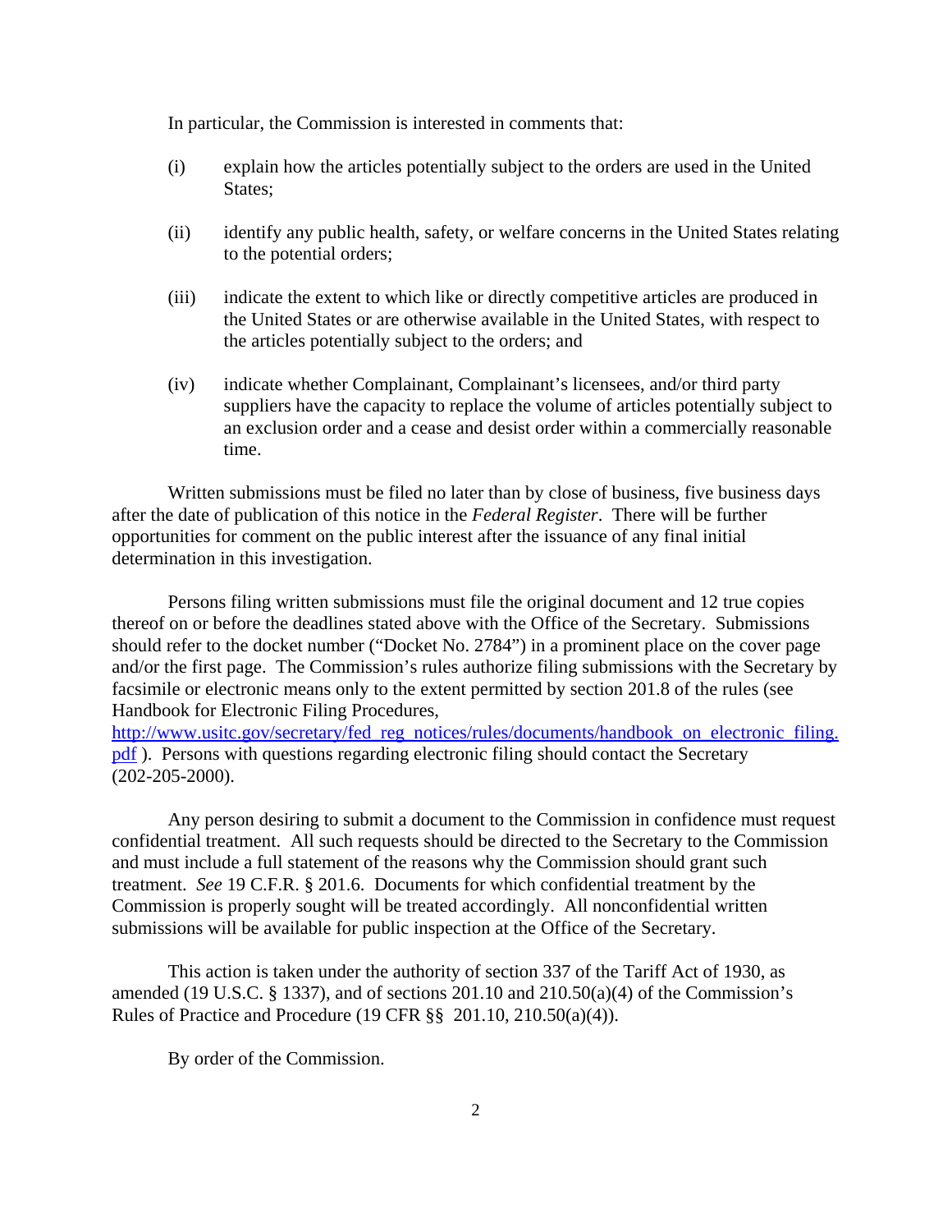In particular, the Commission is interested in comments that:

(i) explain how the articles potentially subject to the orders are used in the United States;

(ii) identify any public health, safety, or welfare concerns in the United States relating to the potential orders;

(iii) indicate the extent to which like or directly competitive articles are produced in the United States or are otherwise available in the United States, with respect to the articles potentially subject to the orders; and

(iv) indicate whether Complainant, Complainant's licensees, and/or third party suppliers have the capacity to replace the volume of articles potentially subject to an exclusion order and a cease and desist order within a commercially reasonable time.

Written submissions must be filed no later than by close of business, five business days after the date of publication of this notice in the *Federal Register*. There will be further opportunities for comment on the public interest after the issuance of any final initial determination in this investigation.

Persons filing written submissions must file the original document and 12 true copies thereof on or before the deadlines stated above with the Office of the Secretary. Submissions should refer to the docket number ("Docket No. 2784") in a prominent place on the cover page and/or the first page. The Commission's rules authorize filing submissions with the Secretary by facsimile or electronic means only to the extent permitted by section 201.8 of the rules (see Handbook for Electronic Filing Procedures, [http://www.usitc.gov/secretary/fed_reg_notices/rules/documents/handbook_on_electronic_filing.pdf](http://www.usitc.gov/secretary/fed_reg_notices/rules/documents/handbook_on_electronic_filing.pdf) ). Persons with questions regarding electronic filing should contact the Secretary (202-205-2000).

Any person desiring to submit a document to the Commission in confidence must request confidential treatment. All such requests should be directed to the Secretary to the Commission and must include a full statement of the reasons why the Commission should grant such treatment. *See* 19 C.F.R. § 201.6. Documents for which confidential treatment by the Commission is properly sought will be treated accordingly. All nonconfidential written submissions will be available for public inspection at the Office of the Secretary.

This action is taken under the authority of section 337 of the Tariff Act of 1930, as amended (19 U.S.C. § 1337), and of sections 201.10 and 210.50(a)(4) of the Commission's Rules of Practice and Procedure (19 CFR §§ 201.10, 210.50(a)(4)).

By order of the Commission.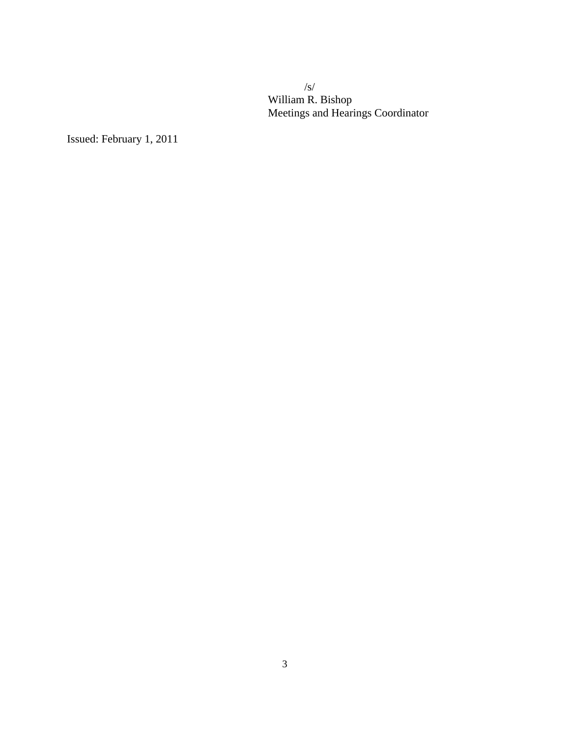/s/
William R. Bishop
Meetings and Hearings Coordinator

Issued: February 1, 2011